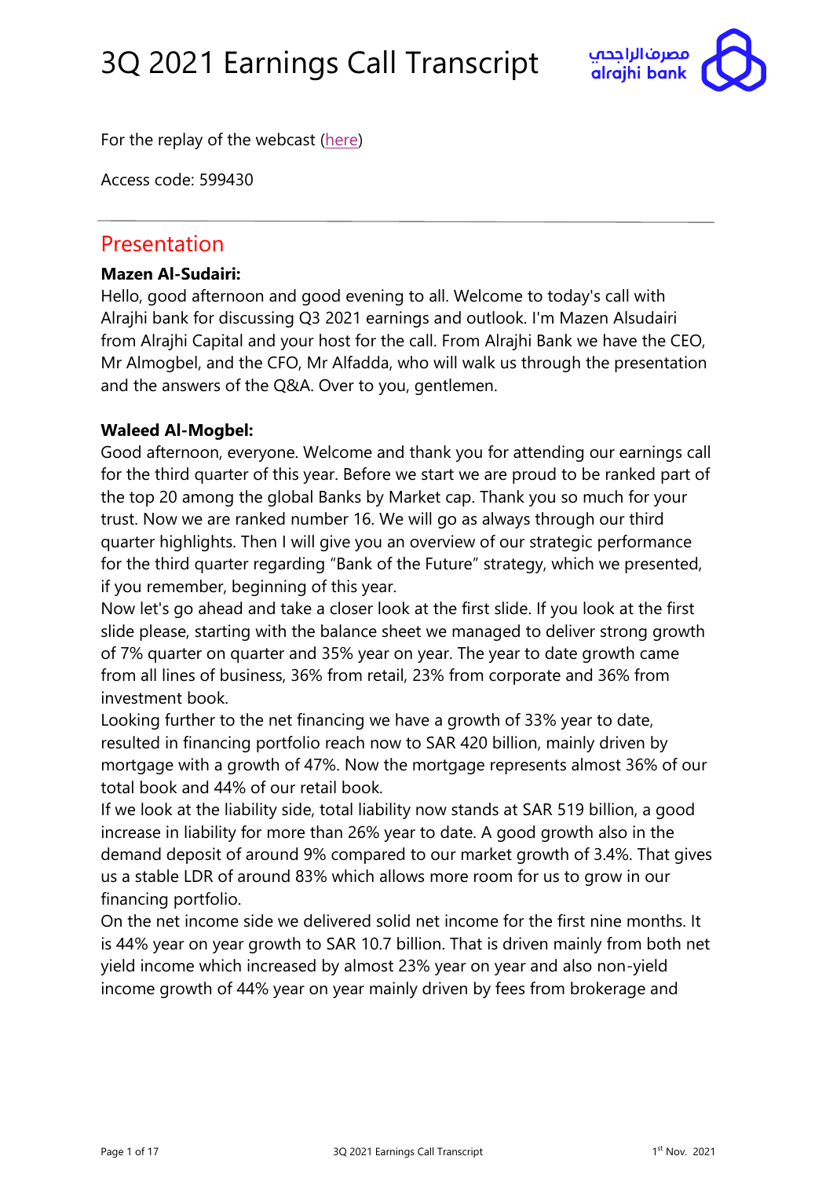# 3Q 2021 Earnings Call Transcript

For the replay of the webcast (here)

Access code: 599430

---

## Presentation

**Mazen Al-Sudairi:**
Hello, good afternoon and good evening to all. Welcome to today's call with Alrajhi bank for discussing Q3 2021 earnings and outlook. I'm Mazen Alsudairi from Alrajhi Capital and your host for the call. From Alrajhi Bank we have the CEO, Mr Almogbel, and the CFO, Mr Alfadda, who will walk us through the presentation and the answers of the Q&A. Over to you, gentlemen.

**Waleed Al-Mogbel:**
Good afternoon, everyone. Welcome and thank you for attending our earnings call for the third quarter of this year. Before we start we are proud to be ranked part of the top 20 among the global Banks by Market cap. Thank you so much for your trust. Now we are ranked number 16. We will go as always through our third quarter highlights. Then I will give you an overview of our strategic performance for the third quarter regarding "Bank of the Future" strategy, which we presented, if you remember, beginning of this year.
Now let's go ahead and take a closer look at the first slide. If you look at the first slide please, starting with the balance sheet we managed to deliver strong growth of 7% quarter on quarter and 35% year on year. The year to date growth came from all lines of business, 36% from retail, 23% from corporate and 36% from investment book.
Looking further to the net financing we have a growth of 33% year to date, resulted in financing portfolio reach now to SAR 420 billion, mainly driven by mortgage with a growth of 47%. Now the mortgage represents almost 36% of our total book and 44% of our retail book.
If we look at the liability side, total liability now stands at SAR 519 billion, a good increase in liability for more than 26% year to date. A good growth also in the demand deposit of around 9% compared to our market growth of 3.4%. That gives us a stable LDR of around 83% which allows more room for us to grow in our financing portfolio.
On the net income side we delivered solid net income for the first nine months. It is 44% year on year growth to SAR 10.7 billion. That is driven mainly from both net yield income which increased by almost 23% year on year and also non-yield income growth of 44% year on year mainly driven by fees from brokerage and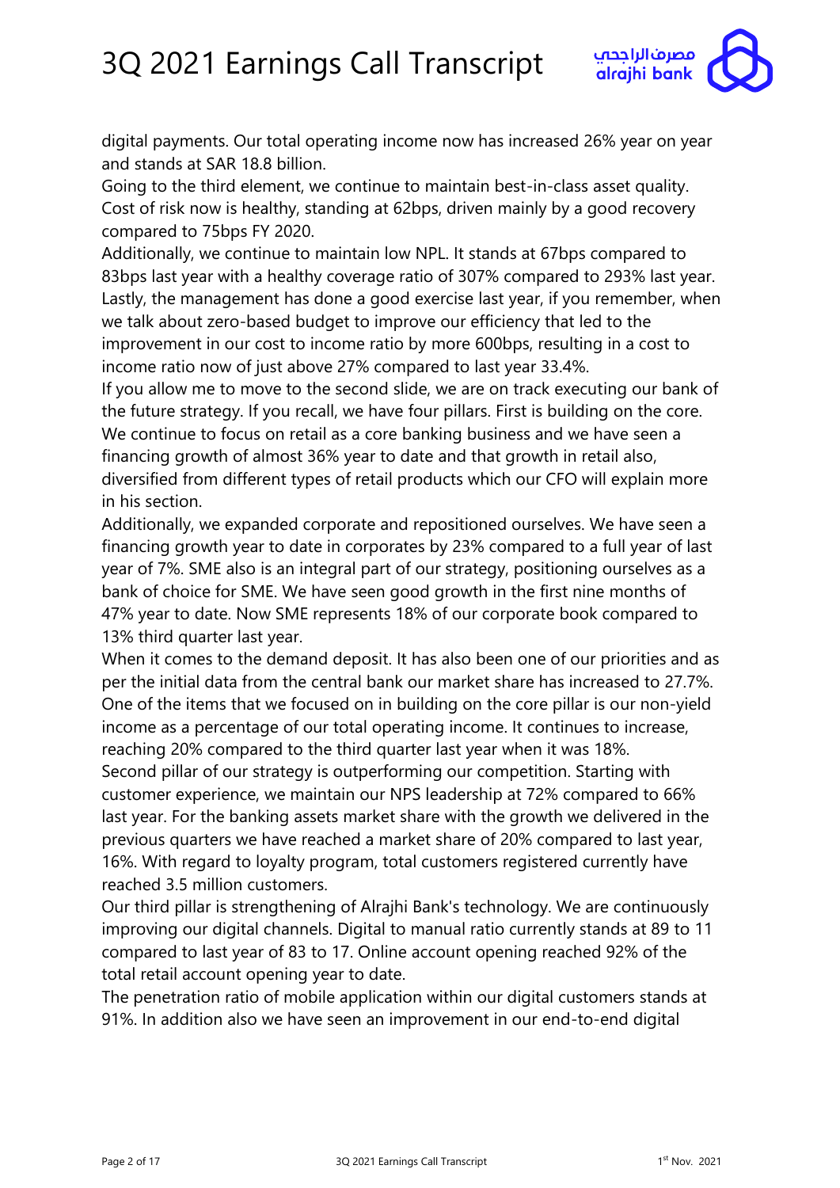digital payments. Our total operating income now has increased 26% year on year and stands at SAR 18.8 billion.

Going to the third element, we continue to maintain best-in-class asset quality. Cost of risk now is healthy, standing at 62bps, driven mainly by a good recovery compared to 75bps FY 2020.

Additionally, we continue to maintain low NPL. It stands at 67bps compared to 83bps last year with a healthy coverage ratio of 307% compared to 293% last year.

Lastly, the management has done a good exercise last year, if you remember, when we talk about zero-based budget to improve our efficiency that led to the improvement in our cost to income ratio by more 600bps, resulting in a cost to income ratio now of just above 27% compared to last year 33.4%.

If you allow me to move to the second slide, we are on track executing our bank of the future strategy. If you recall, we have four pillars. First is building on the core. We continue to focus on retail as a core banking business and we have seen a financing growth of almost 36% year to date and that growth in retail also, diversified from different types of retail products which our CFO will explain more in his section.

Additionally, we expanded corporate and repositioned ourselves. We have seen a financing growth year to date in corporates by 23% compared to a full year of last year of 7%. SME also is an integral part of our strategy, positioning ourselves as a bank of choice for SME. We have seen good growth in the first nine months of 47% year to date. Now SME represents 18% of our corporate book compared to 13% third quarter last year.

When it comes to the demand deposit. It has also been one of our priorities and as per the initial data from the central bank our market share has increased to 27.7%. One of the items that we focused on in building on the core pillar is our non-yield income as a percentage of our total operating income. It continues to increase, reaching 20% compared to the third quarter last year when it was 18%.

Second pillar of our strategy is outperforming our competition. Starting with customer experience, we maintain our NPS leadership at 72% compared to 66% last year. For the banking assets market share with the growth we delivered in the previous quarters we have reached a market share of 20% compared to last year, 16%. With regard to loyalty program, total customers registered currently have reached 3.5 million customers.

Our third pillar is strengthening of Alrajhi Bank's technology. We are continuously improving our digital channels. Digital to manual ratio currently stands at 89 to 11 compared to last year of 83 to 17. Online account opening reached 92% of the total retail account opening year to date.

The penetration ratio of mobile application within our digital customers stands at 91%. In addition also we have seen an improvement in our end-to-end digital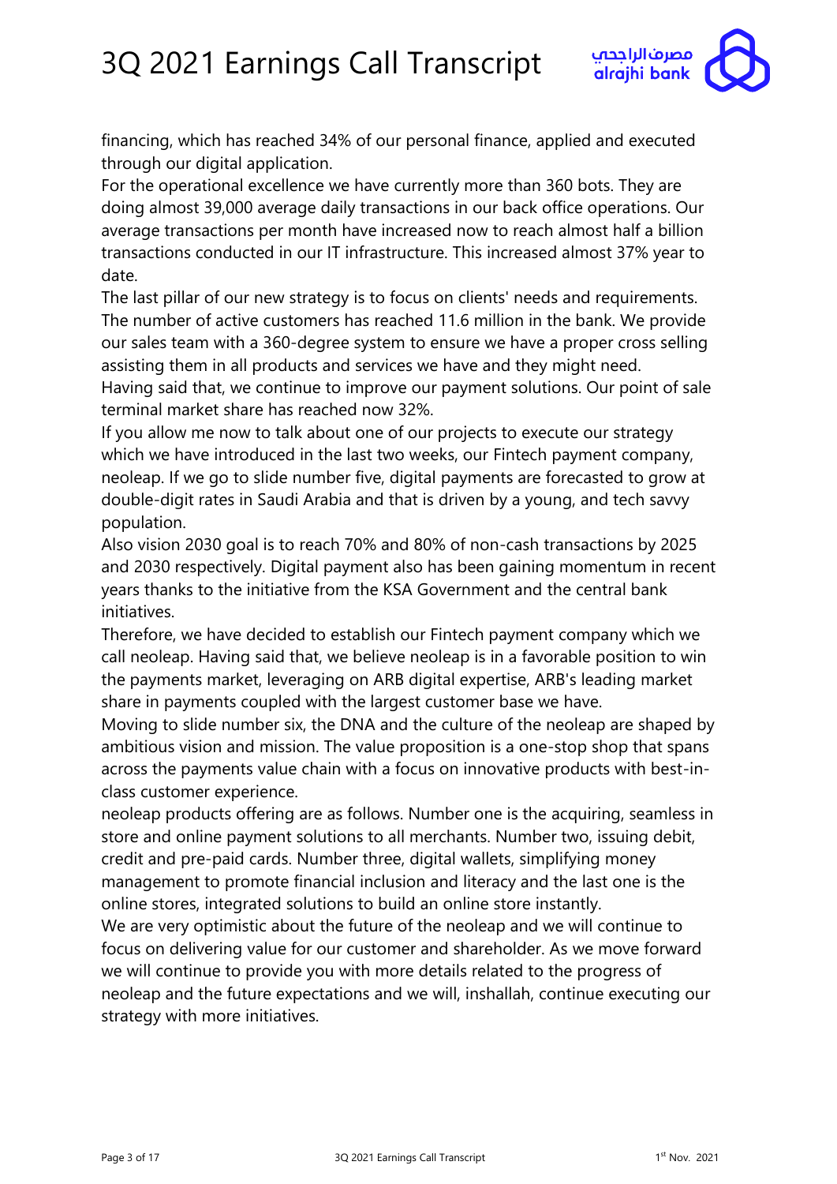financing, which has reached 34% of our personal finance, applied and executed through our digital application.

For the operational excellence we have currently more than 360 bots. They are doing almost 39,000 average daily transactions in our back office operations. Our average transactions per month have increased now to reach almost half a billion transactions conducted in our IT infrastructure. This increased almost 37% year to date.

The last pillar of our new strategy is to focus on clients' needs and requirements. The number of active customers has reached 11.6 million in the bank. We provide our sales team with a 360-degree system to ensure we have a proper cross selling assisting them in all products and services we have and they might need.

Having said that, we continue to improve our payment solutions. Our point of sale terminal market share has reached now 32%.

If you allow me now to talk about one of our projects to execute our strategy which we have introduced in the last two weeks, our Fintech payment company, neoleap. If we go to slide number five, digital payments are forecasted to grow at double-digit rates in Saudi Arabia and that is driven by a young, and tech savvy population.

Also vision 2030 goal is to reach 70% and 80% of non-cash transactions by 2025 and 2030 respectively. Digital payment also has been gaining momentum in recent years thanks to the initiative from the KSA Government and the central bank initiatives.

Therefore, we have decided to establish our Fintech payment company which we call neoleap. Having said that, we believe neoleap is in a favorable position to win the payments market, leveraging on ARB digital expertise, ARB's leading market share in payments coupled with the largest customer base we have.

Moving to slide number six, the DNA and the culture of the neoleap are shaped by ambitious vision and mission. The value proposition is a one-stop shop that spans across the payments value chain with a focus on innovative products with best-in-class customer experience.

neoleap products offering are as follows. Number one is the acquiring, seamless in store and online payment solutions to all merchants. Number two, issuing debit, credit and pre-paid cards. Number three, digital wallets, simplifying money management to promote financial inclusion and literacy and the last one is the online stores, integrated solutions to build an online store instantly.

We are very optimistic about the future of the neoleap and we will continue to focus on delivering value for our customer and shareholder. As we move forward we will continue to provide you with more details related to the progress of neoleap and the future expectations and we will, inshallah, continue executing our strategy with more initiatives.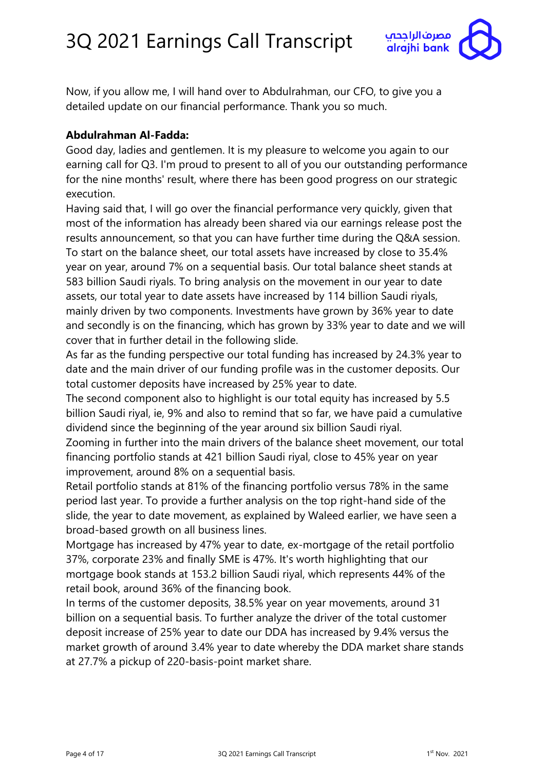Now, if you allow me, I will hand over to Abdulrahman, our CFO, to give you a detailed update on our financial performance. Thank you so much.

**Abdulrahman Al-Fadda:**

Good day, ladies and gentlemen. It is my pleasure to welcome you again to our earning call for Q3. I'm proud to present to all of you our outstanding performance for the nine months' result, where there has been good progress on our strategic execution.

Having said that, I will go over the financial performance very quickly, given that most of the information has already been shared via our earnings release post the results announcement, so that you can have further time during the Q&A session.

To start on the balance sheet, our total assets have increased by close to 35.4% year on year, around 7% on a sequential basis. Our total balance sheet stands at 583 billion Saudi riyals. To bring analysis on the movement in our year to date assets, our total year to date assets have increased by 114 billion Saudi riyals, mainly driven by two components. Investments have grown by 36% year to date and secondly is on the financing, which has grown by 33% year to date and we will cover that in further detail in the following slide.

As far as the funding perspective our total funding has increased by 24.3% year to date and the main driver of our funding profile was in the customer deposits. Our total customer deposits have increased by 25% year to date.

The second component also to highlight is our total equity has increased by 5.5 billion Saudi riyal, ie, 9% and also to remind that so far, we have paid a cumulative dividend since the beginning of the year around six billion Saudi riyal.

Zooming in further into the main drivers of the balance sheet movement, our total financing portfolio stands at 421 billion Saudi riyal, close to 45% year on year improvement, around 8% on a sequential basis.

Retail portfolio stands at 81% of the financing portfolio versus 78% in the same period last year. To provide a further analysis on the top right-hand side of the slide, the year to date movement, as explained by Waleed earlier, we have seen a broad-based growth on all business lines.

Mortgage has increased by 47% year to date, ex-mortgage of the retail portfolio 37%, corporate 23% and finally SME is 47%. It's worth highlighting that our mortgage book stands at 153.2 billion Saudi riyal, which represents 44% of the retail book, around 36% of the financing book.

In terms of the customer deposits, 38.5% year on year movements, around 31 billion on a sequential basis. To further analyze the driver of the total customer deposit increase of 25% year to date our DDA has increased by 9.4% versus the market growth of around 3.4% year to date whereby the DDA market share stands at 27.7% a pickup of 220-basis-point market share.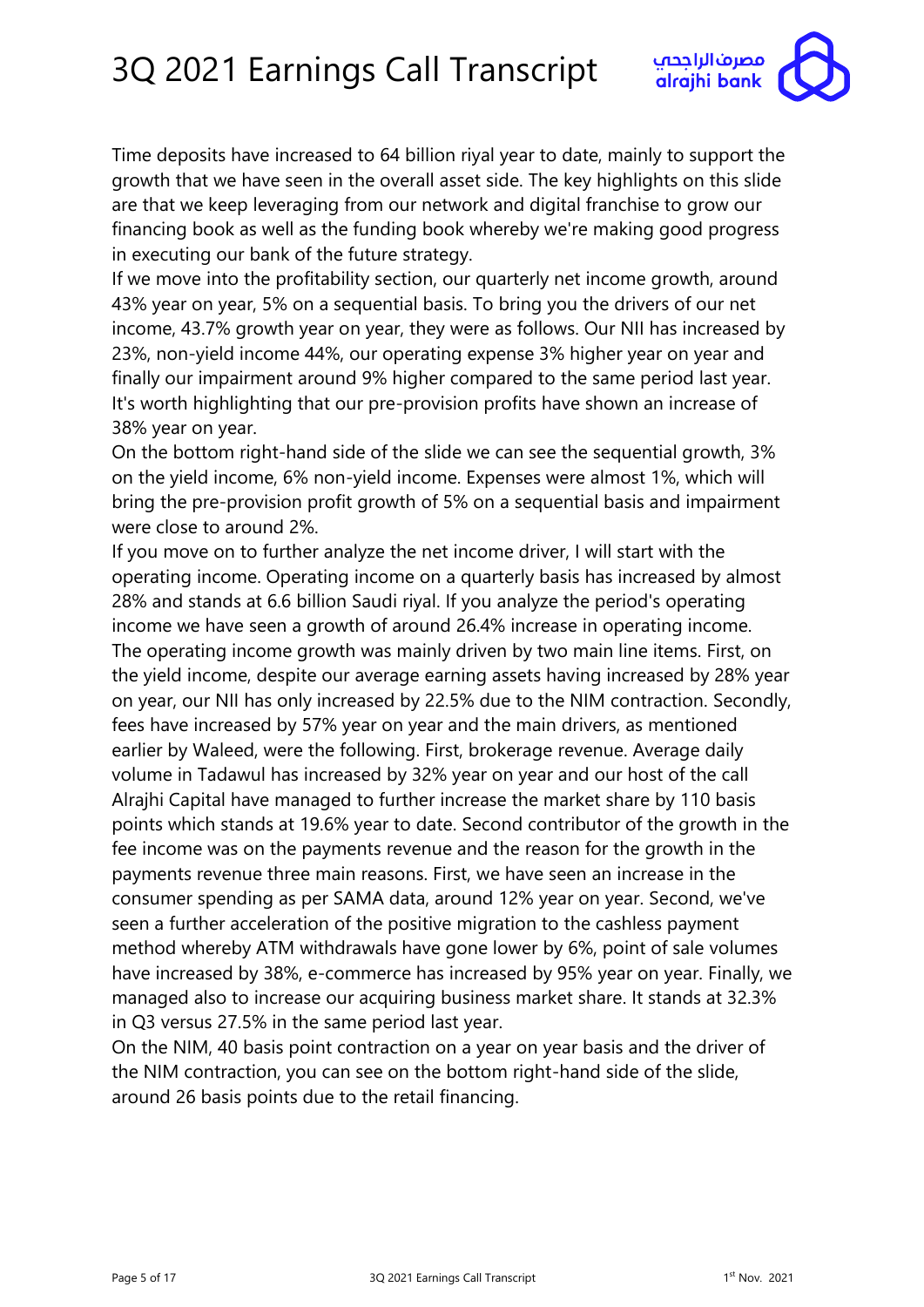Time deposits have increased to 64 billion riyal year to date, mainly to support the growth that we have seen in the overall asset side. The key highlights on this slide are that we keep leveraging from our network and digital franchise to grow our financing book as well as the funding book whereby we're making good progress in executing our bank of the future strategy.

If we move into the profitability section, our quarterly net income growth, around 43% year on year, 5% on a sequential basis. To bring you the drivers of our net income, 43.7% growth year on year, they were as follows. Our NII has increased by 23%, non-yield income 44%, our operating expense 3% higher year on year and finally our impairment around 9% higher compared to the same period last year. It's worth highlighting that our pre-provision profits have shown an increase of 38% year on year.

On the bottom right-hand side of the slide we can see the sequential growth, 3% on the yield income, 6% non-yield income. Expenses were almost 1%, which will bring the pre-provision profit growth of 5% on a sequential basis and impairment were close to around 2%.

If you move on to further analyze the net income driver, I will start with the operating income. Operating income on a quarterly basis has increased by almost 28% and stands at 6.6 billion Saudi riyal. If you analyze the period's operating income we have seen a growth of around 26.4% increase in operating income. The operating income growth was mainly driven by two main line items. First, on the yield income, despite our average earning assets having increased by 28% year on year, our NII has only increased by 22.5% due to the NIM contraction. Secondly, fees have increased by 57% year on year and the main drivers, as mentioned earlier by Waleed, were the following. First, brokerage revenue. Average daily volume in Tadawul has increased by 32% year on year and our host of the call Alrajhi Capital have managed to further increase the market share by 110 basis points which stands at 19.6% year to date. Second contributor of the growth in the fee income was on the payments revenue and the reason for the growth in the payments revenue three main reasons. First, we have seen an increase in the consumer spending as per SAMA data, around 12% year on year. Second, we've seen a further acceleration of the positive migration to the cashless payment method whereby ATM withdrawals have gone lower by 6%, point of sale volumes have increased by 38%, e-commerce has increased by 95% year on year. Finally, we managed also to increase our acquiring business market share. It stands at 32.3% in Q3 versus 27.5% in the same period last year.

On the NIM, 40 basis point contraction on a year on year basis and the driver of the NIM contraction, you can see on the bottom right-hand side of the slide, around 26 basis points due to the retail financing.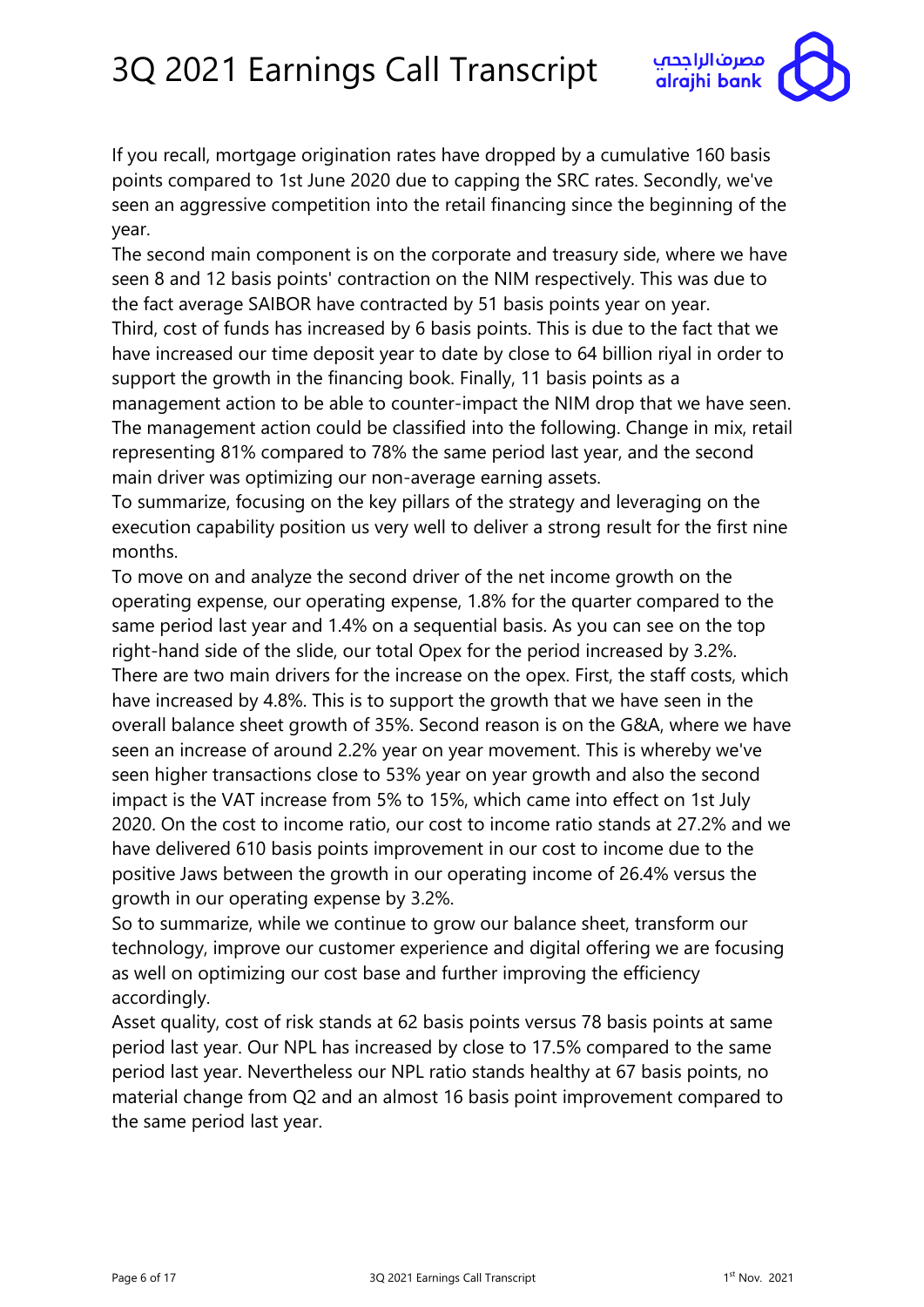If you recall, mortgage origination rates have dropped by a cumulative 160 basis points compared to 1st June 2020 due to capping the SRC rates. Secondly, we've seen an aggressive competition into the retail financing since the beginning of the year.

The second main component is on the corporate and treasury side, where we have seen 8 and 12 basis points' contraction on the NIM respectively. This was due to the fact average SAIBOR have contracted by 51 basis points year on year.

Third, cost of funds has increased by 6 basis points. This is due to the fact that we have increased our time deposit year to date by close to 64 billion riyal in order to support the growth in the financing book. Finally, 11 basis points as a management action to be able to counter-impact the NIM drop that we have seen. The management action could be classified into the following. Change in mix, retail representing 81% compared to 78% the same period last year, and the second main driver was optimizing our non-average earning assets.

To summarize, focusing on the key pillars of the strategy and leveraging on the execution capability position us very well to deliver a strong result for the first nine months.

To move on and analyze the second driver of the net income growth on the operating expense, our operating expense, 1.8% for the quarter compared to the same period last year and 1.4% on a sequential basis. As you can see on the top right-hand side of the slide, our total Opex for the period increased by 3.2%.

There are two main drivers for the increase on the opex. First, the staff costs, which have increased by 4.8%. This is to support the growth that we have seen in the overall balance sheet growth of 35%. Second reason is on the G&A, where we have seen an increase of around 2.2% year on year movement. This is whereby we've seen higher transactions close to 53% year on year growth and also the second impact is the VAT increase from 5% to 15%, which came into effect on 1st July 2020. On the cost to income ratio, our cost to income ratio stands at 27.2% and we have delivered 610 basis points improvement in our cost to income due to the positive Jaws between the growth in our operating income of 26.4% versus the growth in our operating expense by 3.2%.

So to summarize, while we continue to grow our balance sheet, transform our technology, improve our customer experience and digital offering we are focusing as well on optimizing our cost base and further improving the efficiency accordingly.

Asset quality, cost of risk stands at 62 basis points versus 78 basis points at same period last year. Our NPL has increased by close to 17.5% compared to the same period last year. Nevertheless our NPL ratio stands healthy at 67 basis points, no material change from Q2 and an almost 16 basis point improvement compared to the same period last year.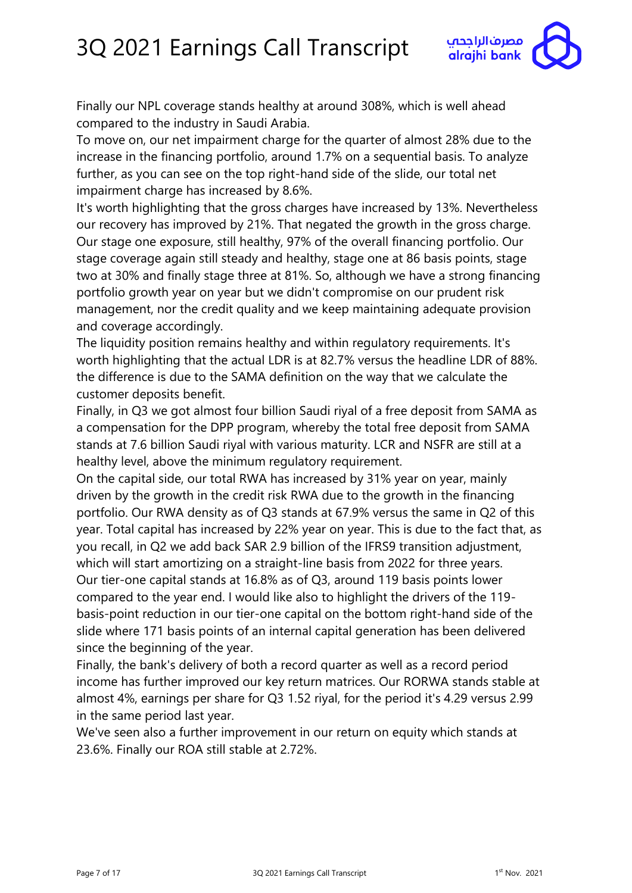Finally our NPL coverage stands healthy at around 308%, which is well ahead compared to the industry in Saudi Arabia.

To move on, our net impairment charge for the quarter of almost 28% due to the increase in the financing portfolio, around 1.7% on a sequential basis. To analyze further, as you can see on the top right-hand side of the slide, our total net impairment charge has increased by 8.6%.

It's worth highlighting that the gross charges have increased by 13%. Nevertheless our recovery has improved by 21%. That negated the growth in the gross charge. Our stage one exposure, still healthy, 97% of the overall financing portfolio. Our stage coverage again still steady and healthy, stage one at 86 basis points, stage two at 30% and finally stage three at 81%. So, although we have a strong financing portfolio growth year on year but we didn't compromise on our prudent risk management, nor the credit quality and we keep maintaining adequate provision and coverage accordingly.

The liquidity position remains healthy and within regulatory requirements. It's worth highlighting that the actual LDR is at 82.7% versus the headline LDR of 88%. the difference is due to the SAMA definition on the way that we calculate the customer deposits benefit.

Finally, in Q3 we got almost four billion Saudi riyal of a free deposit from SAMA as a compensation for the DPP program, whereby the total free deposit from SAMA stands at 7.6 billion Saudi riyal with various maturity. LCR and NSFR are still at a healthy level, above the minimum regulatory requirement.

On the capital side, our total RWA has increased by 31% year on year, mainly driven by the growth in the credit risk RWA due to the growth in the financing portfolio. Our RWA density as of Q3 stands at 67.9% versus the same in Q2 of this year. Total capital has increased by 22% year on year. This is due to the fact that, as you recall, in Q2 we add back SAR 2.9 billion of the IFRS9 transition adjustment, which will start amortizing on a straight-line basis from 2022 for three years.

Our tier-one capital stands at 16.8% as of Q3, around 119 basis points lower compared to the year end. I would like also to highlight the drivers of the 119-basis-point reduction in our tier-one capital on the bottom right-hand side of the slide where 171 basis points of an internal capital generation has been delivered since the beginning of the year.

Finally, the bank's delivery of both a record quarter as well as a record period income has further improved our key return matrices. Our RORWA stands stable at almost 4%, earnings per share for Q3 1.52 riyal, for the period it's 4.29 versus 2.99 in the same period last year.

We've seen also a further improvement in our return on equity which stands at 23.6%. Finally our ROA still stable at 2.72%.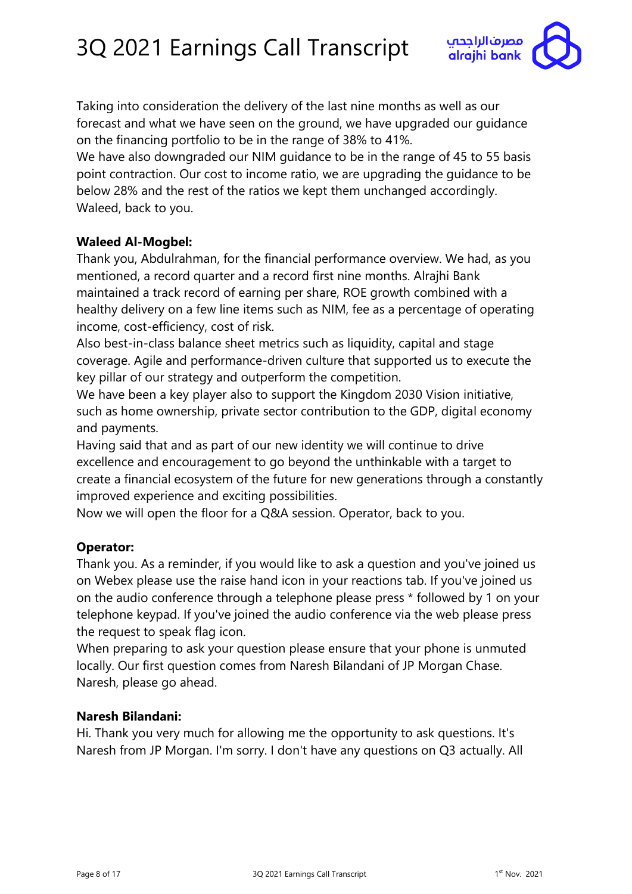Taking into consideration the delivery of the last nine months as well as our forecast and what we have seen on the ground, we have upgraded our guidance on the financing portfolio to be in the range of 38% to 41%.

We have also downgraded our NIM guidance to be in the range of 45 to 55 basis point contraction. Our cost to income ratio, we are upgrading the guidance to be below 28% and the rest of the ratios we kept them unchanged accordingly.

Waleed, back to you.

**Waleed Al-Mogbel:**

Thank you, Abdulrahman, for the financial performance overview. We had, as you mentioned, a record quarter and a record first nine months. Alrajhi Bank maintained a track record of earning per share, ROE growth combined with a healthy delivery on a few line items such as NIM, fee as a percentage of operating income, cost-efficiency, cost of risk.

Also best-in-class balance sheet metrics such as liquidity, capital and stage coverage. Agile and performance-driven culture that supported us to execute the key pillar of our strategy and outperform the competition.

We have been a key player also to support the Kingdom 2030 Vision initiative, such as home ownership, private sector contribution to the GDP, digital economy and payments.

Having said that and as part of our new identity we will continue to drive excellence and encouragement to go beyond the unthinkable with a target to create a financial ecosystem of the future for new generations through a constantly improved experience and exciting possibilities.

Now we will open the floor for a Q&A session. Operator, back to you.

**Operator:**

Thank you. As a reminder, if you would like to ask a question and you've joined us on Webex please use the raise hand icon in your reactions tab. If you've joined us on the audio conference through a telephone please press * followed by 1 on your telephone keypad. If you've joined the audio conference via the web please press the request to speak flag icon.

When preparing to ask your question please ensure that your phone is unmuted locally. Our first question comes from Naresh Bilandani of JP Morgan Chase. Naresh, please go ahead.

**Naresh Bilandani:**

Hi. Thank you very much for allowing me the opportunity to ask questions. It's Naresh from JP Morgan. I'm sorry. I don't have any questions on Q3 actually. All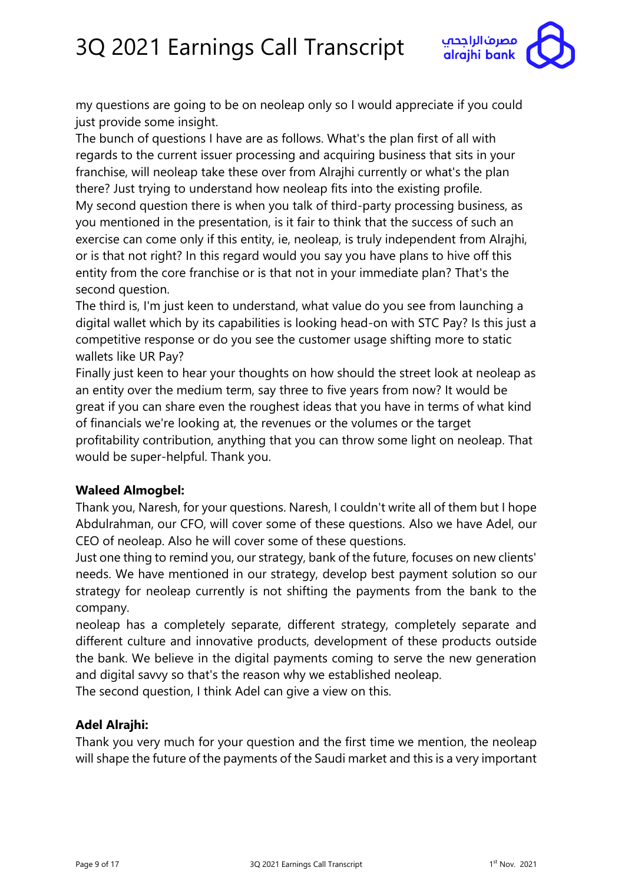my questions are going to be on neoleap only so I would appreciate if you could just provide some insight.

The bunch of questions I have are as follows. What's the plan first of all with regards to the current issuer processing and acquiring business that sits in your franchise, will neoleap take these over from Alrajhi currently or what's the plan there? Just trying to understand how neoleap fits into the existing profile.

My second question there is when you talk of third-party processing business, as you mentioned in the presentation, is it fair to think that the success of such an exercise can come only if this entity, ie, neoleap, is truly independent from Alrajhi, or is that not right? In this regard would you say you have plans to hive off this entity from the core franchise or is that not in your immediate plan? That's the second question.

The third is, I'm just keen to understand, what value do you see from launching a digital wallet which by its capabilities is looking head-on with STC Pay? Is this just a competitive response or do you see the customer usage shifting more to static wallets like UR Pay?

Finally just keen to hear your thoughts on how should the street look at neoleap as an entity over the medium term, say three to five years from now? It would be great if you can share even the roughest ideas that you have in terms of what kind of financials we're looking at, the revenues or the volumes or the target profitability contribution, anything that you can throw some light on neoleap. That would be super-helpful. Thank you.

**Waleed Almogbel:**

Thank you, Naresh, for your questions. Naresh, I couldn't write all of them but I hope Abdulrahman, our CFO, will cover some of these questions. Also we have Adel, our CEO of neoleap. Also he will cover some of these questions.

Just one thing to remind you, our strategy, bank of the future, focuses on new clients' needs. We have mentioned in our strategy, develop best payment solution so our strategy for neoleap currently is not shifting the payments from the bank to the company.

neoleap has a completely separate, different strategy, completely separate and different culture and innovative products, development of these products outside the bank. We believe in the digital payments coming to serve the new generation and digital savvy so that's the reason why we established neoleap.

The second question, I think Adel can give a view on this.

**Adel Alrajhi:**

Thank you very much for your question and the first time we mention, the neoleap will shape the future of the payments of the Saudi market and this is a very important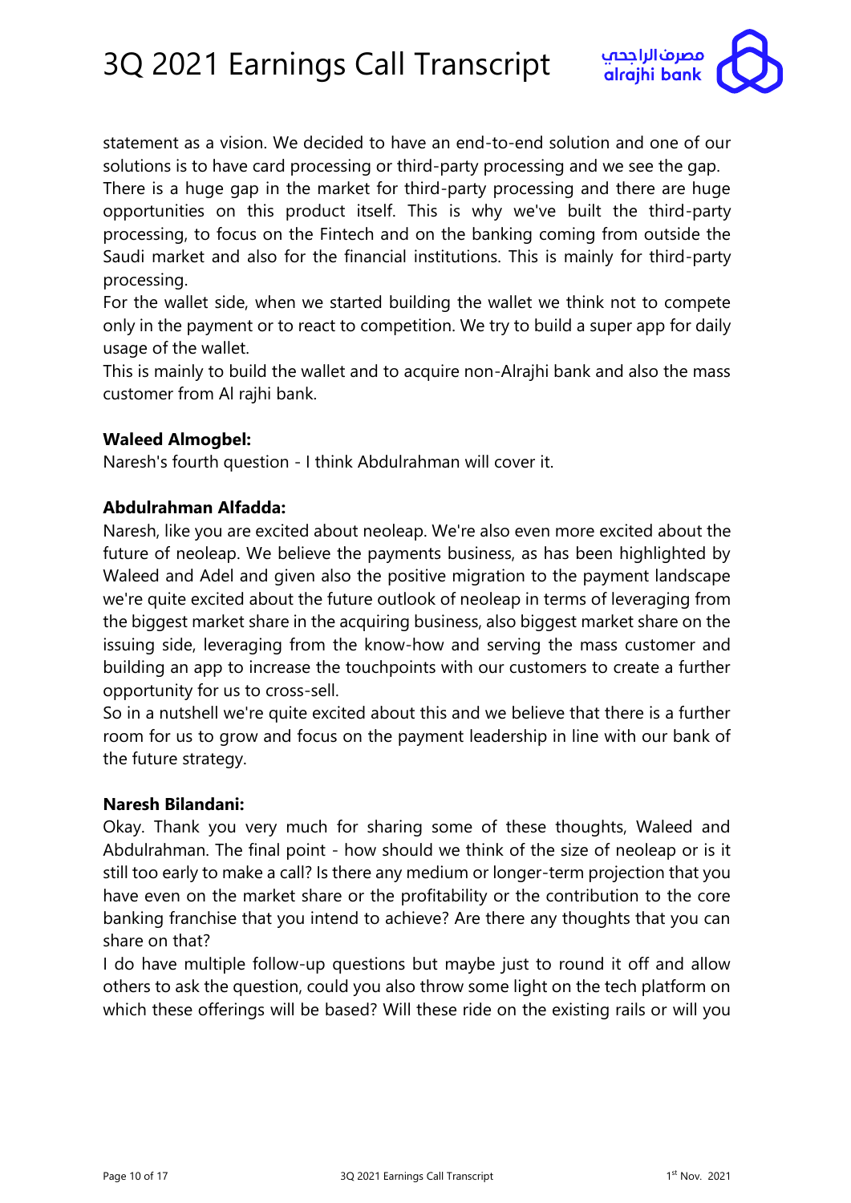statement as a vision. We decided to have an end-to-end solution and one of our solutions is to have card processing or third-party processing and we see the gap.
There is a huge gap in the market for third-party processing and there are huge opportunities on this product itself. This is why we've built the third-party processing, to focus on the Fintech and on the banking coming from outside the Saudi market and also for the financial institutions. This is mainly for third-party processing.
For the wallet side, when we started building the wallet we think not to compete only in the payment or to react to competition. We try to build a super app for daily usage of the wallet.
This is mainly to build the wallet and to acquire non-Alrajhi bank and also the mass customer from Al rajhi bank.

**Waleed Almogbel:**
Naresh's fourth question - I think Abdulrahman will cover it.

**Abdulrahman Alfadda:**
Naresh, like you are excited about neoleap. We're also even more excited about the future of neoleap. We believe the payments business, as has been highlighted by Waleed and Adel and given also the positive migration to the payment landscape we're quite excited about the future outlook of neoleap in terms of leveraging from the biggest market share in the acquiring business, also biggest market share on the issuing side, leveraging from the know-how and serving the mass customer and building an app to increase the touchpoints with our customers to create a further opportunity for us to cross-sell.
So in a nutshell we're quite excited about this and we believe that there is a further room for us to grow and focus on the payment leadership in line with our bank of the future strategy.

**Naresh Bilandani:**
Okay. Thank you very much for sharing some of these thoughts, Waleed and Abdulrahman. The final point - how should we think of the size of neoleap or is it still too early to make a call? Is there any medium or longer-term projection that you have even on the market share or the profitability or the contribution to the core banking franchise that you intend to achieve? Are there any thoughts that you can share on that?
I do have multiple follow-up questions but maybe just to round it off and allow others to ask the question, could you also throw some light on the tech platform on which these offerings will be based? Will these ride on the existing rails or will you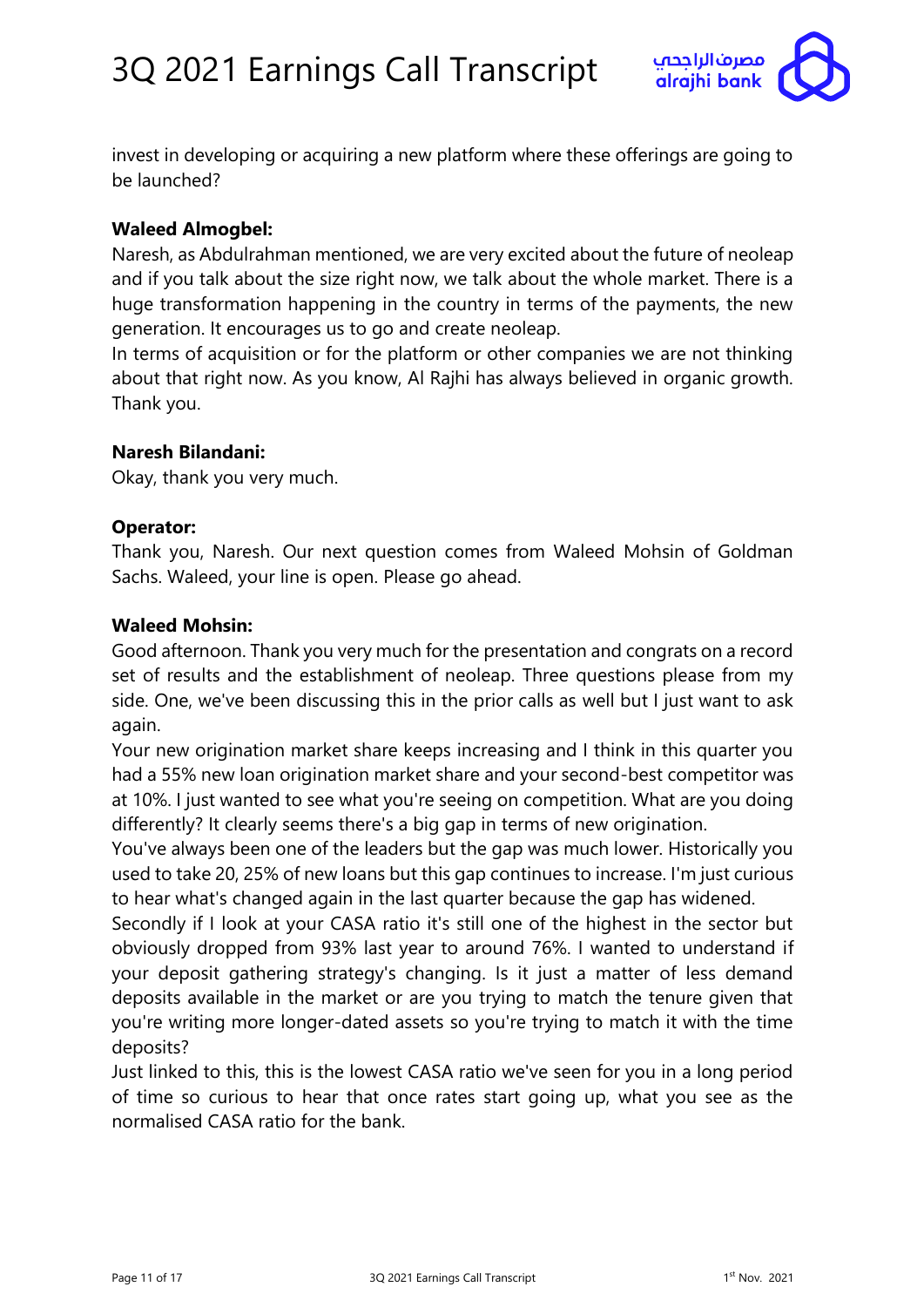invest in developing or acquiring a new platform where these offerings are going to be launched?

**Waleed Almogbel:**
Naresh, as Abdulrahman mentioned, we are very excited about the future of neoleap and if you talk about the size right now, we talk about the whole market. There is a huge transformation happening in the country in terms of the payments, the new generation. It encourages us to go and create neoleap.
In terms of acquisition or for the platform or other companies we are not thinking about that right now. As you know, Al Rajhi has always believed in organic growth. Thank you.

**Naresh Bilandani:**
Okay, thank you very much.

**Operator:**
Thank you, Naresh. Our next question comes from Waleed Mohsin of Goldman Sachs. Waleed, your line is open. Please go ahead.

**Waleed Mohsin:**
Good afternoon. Thank you very much for the presentation and congrats on a record set of results and the establishment of neoleap. Three questions please from my side. One, we've been discussing this in the prior calls as well but I just want to ask again.
Your new origination market share keeps increasing and I think in this quarter you had a 55% new loan origination market share and your second-best competitor was at 10%. I just wanted to see what you're seeing on competition. What are you doing differently? It clearly seems there's a big gap in terms of new origination.
You've always been one of the leaders but the gap was much lower. Historically you used to take 20, 25% of new loans but this gap continues to increase. I'm just curious to hear what's changed again in the last quarter because the gap has widened.
Secondly if I look at your CASA ratio it's still one of the highest in the sector but obviously dropped from 93% last year to around 76%. I wanted to understand if your deposit gathering strategy's changing. Is it just a matter of less demand deposits available in the market or are you trying to match the tenure given that you're writing more longer-dated assets so you're trying to match it with the time deposits?
Just linked to this, this is the lowest CASA ratio we've seen for you in a long period of time so curious to hear that once rates start going up, what you see as the normalised CASA ratio for the bank.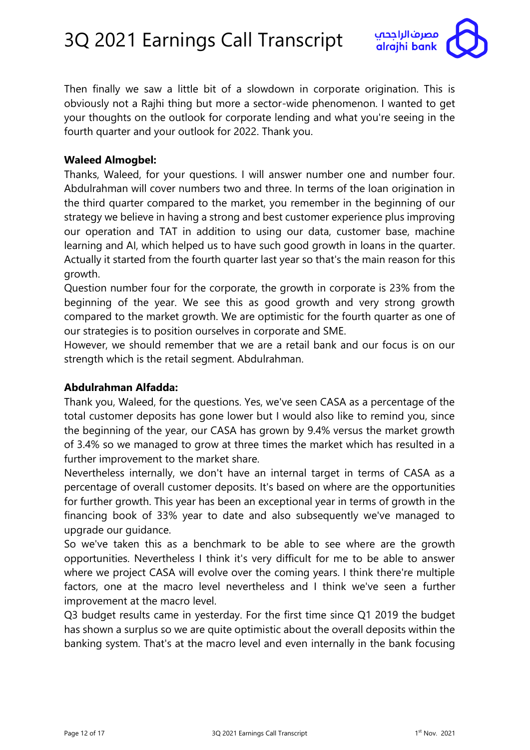Then finally we saw a little bit of a slowdown in corporate origination. This is obviously not a Rajhi thing but more a sector-wide phenomenon. I wanted to get your thoughts on the outlook for corporate lending and what you're seeing in the fourth quarter and your outlook for 2022. Thank you.

**Waleed Almogbel:**

Thanks, Waleed, for your questions. I will answer number one and number four. Abdulrahman will cover numbers two and three. In terms of the loan origination in the third quarter compared to the market, you remember in the beginning of our strategy we believe in having a strong and best customer experience plus improving our operation and TAT in addition to using our data, customer base, machine learning and AI, which helped us to have such good growth in loans in the quarter. Actually it started from the fourth quarter last year so that's the main reason for this growth.

Question number four for the corporate, the growth in corporate is 23% from the beginning of the year. We see this as good growth and very strong growth compared to the market growth. We are optimistic for the fourth quarter as one of our strategies is to position ourselves in corporate and SME.

However, we should remember that we are a retail bank and our focus is on our strength which is the retail segment. Abdulrahman.

**Abdulrahman Alfadda:**

Thank you, Waleed, for the questions. Yes, we've seen CASA as a percentage of the total customer deposits has gone lower but I would also like to remind you, since the beginning of the year, our CASA has grown by 9.4% versus the market growth of 3.4% so we managed to grow at three times the market which has resulted in a further improvement to the market share.

Nevertheless internally, we don't have an internal target in terms of CASA as a percentage of overall customer deposits. It's based on where are the opportunities for further growth. This year has been an exceptional year in terms of growth in the financing book of 33% year to date and also subsequently we've managed to upgrade our guidance.

So we've taken this as a benchmark to be able to see where are the growth opportunities. Nevertheless I think it's very difficult for me to be able to answer where we project CASA will evolve over the coming years. I think there're multiple factors, one at the macro level nevertheless and I think we've seen a further improvement at the macro level.

Q3 budget results came in yesterday. For the first time since Q1 2019 the budget has shown a surplus so we are quite optimistic about the overall deposits within the banking system. That's at the macro level and even internally in the bank focusing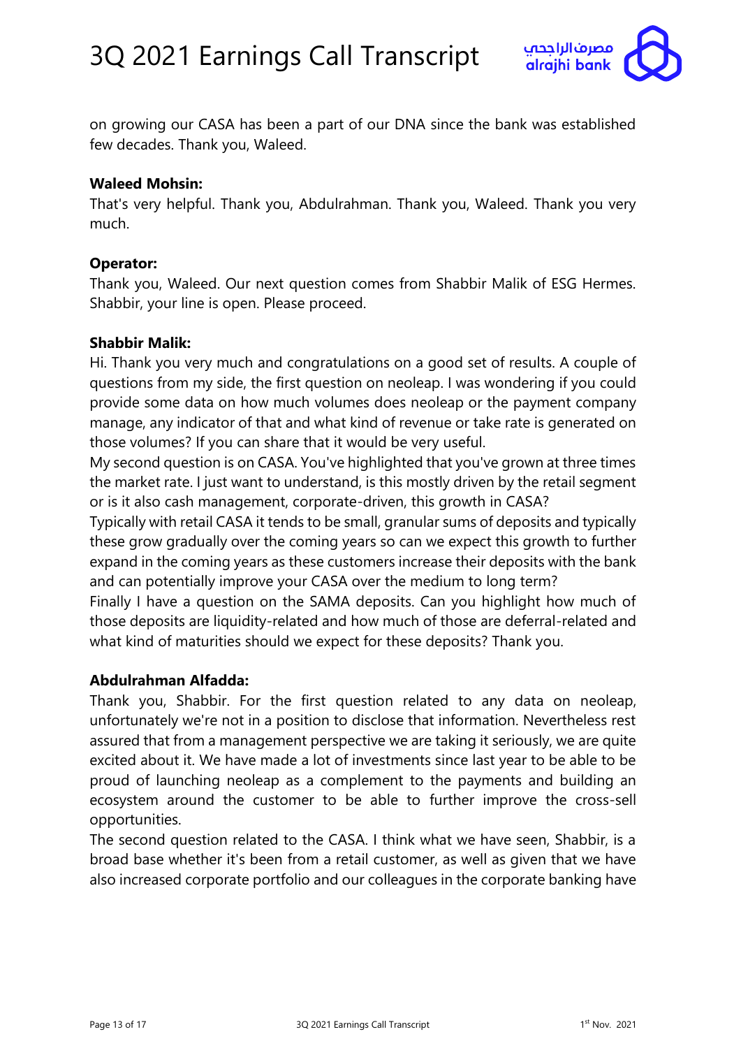on growing our CASA has been a part of our DNA since the bank was established few decades. Thank you, Waleed.

**Waleed Mohsin:**

That's very helpful. Thank you, Abdulrahman. Thank you, Waleed. Thank you very much.

**Operator:**

Thank you, Waleed. Our next question comes from Shabbir Malik of ESG Hermes. Shabbir, your line is open. Please proceed.

**Shabbir Malik:**

Hi. Thank you very much and congratulations on a good set of results. A couple of questions from my side, the first question on neoleap. I was wondering if you could provide some data on how much volumes does neoleap or the payment company manage, any indicator of that and what kind of revenue or take rate is generated on those volumes? If you can share that it would be very useful.

My second question is on CASA. You've highlighted that you've grown at three times the market rate. I just want to understand, is this mostly driven by the retail segment or is it also cash management, corporate-driven, this growth in CASA?

Typically with retail CASA it tends to be small, granular sums of deposits and typically these grow gradually over the coming years so can we expect this growth to further expand in the coming years as these customers increase their deposits with the bank and can potentially improve your CASA over the medium to long term?

Finally I have a question on the SAMA deposits. Can you highlight how much of those deposits are liquidity-related and how much of those are deferral-related and what kind of maturities should we expect for these deposits? Thank you.

**Abdulrahman Alfadda:**

Thank you, Shabbir. For the first question related to any data on neoleap, unfortunately we're not in a position to disclose that information. Nevertheless rest assured that from a management perspective we are taking it seriously, we are quite excited about it. We have made a lot of investments since last year to be able to be proud of launching neoleap as a complement to the payments and building an ecosystem around the customer to be able to further improve the cross-sell opportunities.

The second question related to the CASA. I think what we have seen, Shabbir, is a broad base whether it's been from a retail customer, as well as given that we have also increased corporate portfolio and our colleagues in the corporate banking have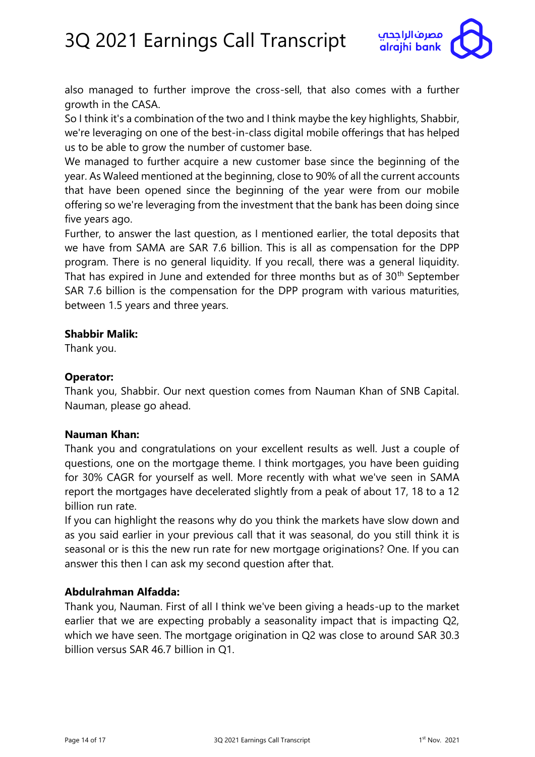also managed to further improve the cross-sell, that also comes with a further growth in the CASA.

So I think it's a combination of the two and I think maybe the key highlights, Shabbir, we're leveraging on one of the best-in-class digital mobile offerings that has helped us to be able to grow the number of customer base.

We managed to further acquire a new customer base since the beginning of the year. As Waleed mentioned at the beginning, close to 90% of all the current accounts that have been opened since the beginning of the year were from our mobile offering so we're leveraging from the investment that the bank has been doing since five years ago.

Further, to answer the last question, as I mentioned earlier, the total deposits that we have from SAMA are SAR 7.6 billion. This is all as compensation for the DPP program. There is no general liquidity. If you recall, there was a general liquidity. That has expired in June and extended for three months but as of 30th September SAR 7.6 billion is the compensation for the DPP program with various maturities, between 1.5 years and three years.

**Shabbir Malik:**

Thank you.

**Operator:**

Thank you, Shabbir. Our next question comes from Nauman Khan of SNB Capital. Nauman, please go ahead.

**Nauman Khan:**

Thank you and congratulations on your excellent results as well. Just a couple of questions, one on the mortgage theme. I think mortgages, you have been guiding for 30% CAGR for yourself as well. More recently with what we've seen in SAMA report the mortgages have decelerated slightly from a peak of about 17, 18 to a 12 billion run rate.

If you can highlight the reasons why do you think the markets have slow down and as you said earlier in your previous call that it was seasonal, do you still think it is seasonal or is this the new run rate for new mortgage originations? One. If you can answer this then I can ask my second question after that.

**Abdulrahman Alfadda:**

Thank you, Nauman. First of all I think we've been giving a heads-up to the market earlier that we are expecting probably a seasonality impact that is impacting Q2, which we have seen. The mortgage origination in Q2 was close to around SAR 30.3 billion versus SAR 46.7 billion in Q1.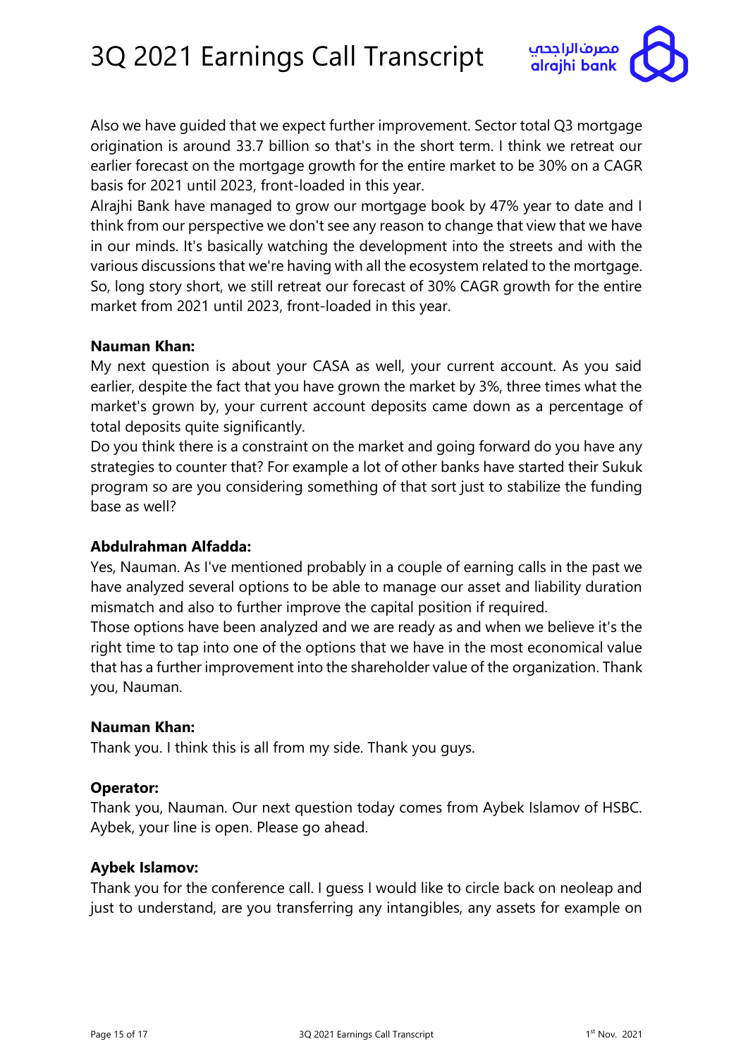Also we have guided that we expect further improvement. Sector total Q3 mortgage origination is around 33.7 billion so that's in the short term. I think we retreat our earlier forecast on the mortgage growth for the entire market to be 30% on a CAGR basis for 2021 until 2023, front-loaded in this year.

Alrajhi Bank have managed to grow our mortgage book by 47% year to date and I think from our perspective we don't see any reason to change that view that we have in our minds. It's basically watching the development into the streets and with the various discussions that we're having with all the ecosystem related to the mortgage. So, long story short, we still retreat our forecast of 30% CAGR growth for the entire market from 2021 until 2023, front-loaded in this year.

**Nauman Khan:**
My next question is about your CASA as well, your current account. As you said earlier, despite the fact that you have grown the market by 3%, three times what the market's grown by, your current account deposits came down as a percentage of total deposits quite significantly.

Do you think there is a constraint on the market and going forward do you have any strategies to counter that? For example a lot of other banks have started their Sukuk program so are you considering something of that sort just to stabilize the funding base as well?

**Abdulrahman Alfadda:**
Yes, Nauman. As I've mentioned probably in a couple of earning calls in the past we have analyzed several options to be able to manage our asset and liability duration mismatch and also to further improve the capital position if required.

Those options have been analyzed and we are ready as and when we believe it's the right time to tap into one of the options that we have in the most economical value that has a further improvement into the shareholder value of the organization. Thank you, Nauman.

**Nauman Khan:**
Thank you. I think this is all from my side. Thank you guys.

**Operator:**
Thank you, Nauman. Our next question today comes from Aybek Islamov of HSBC. Aybek, your line is open. Please go ahead.

**Aybek Islamov:**
Thank you for the conference call. I guess I would like to circle back on neoleap and just to understand, are you transferring any intangibles, any assets for example on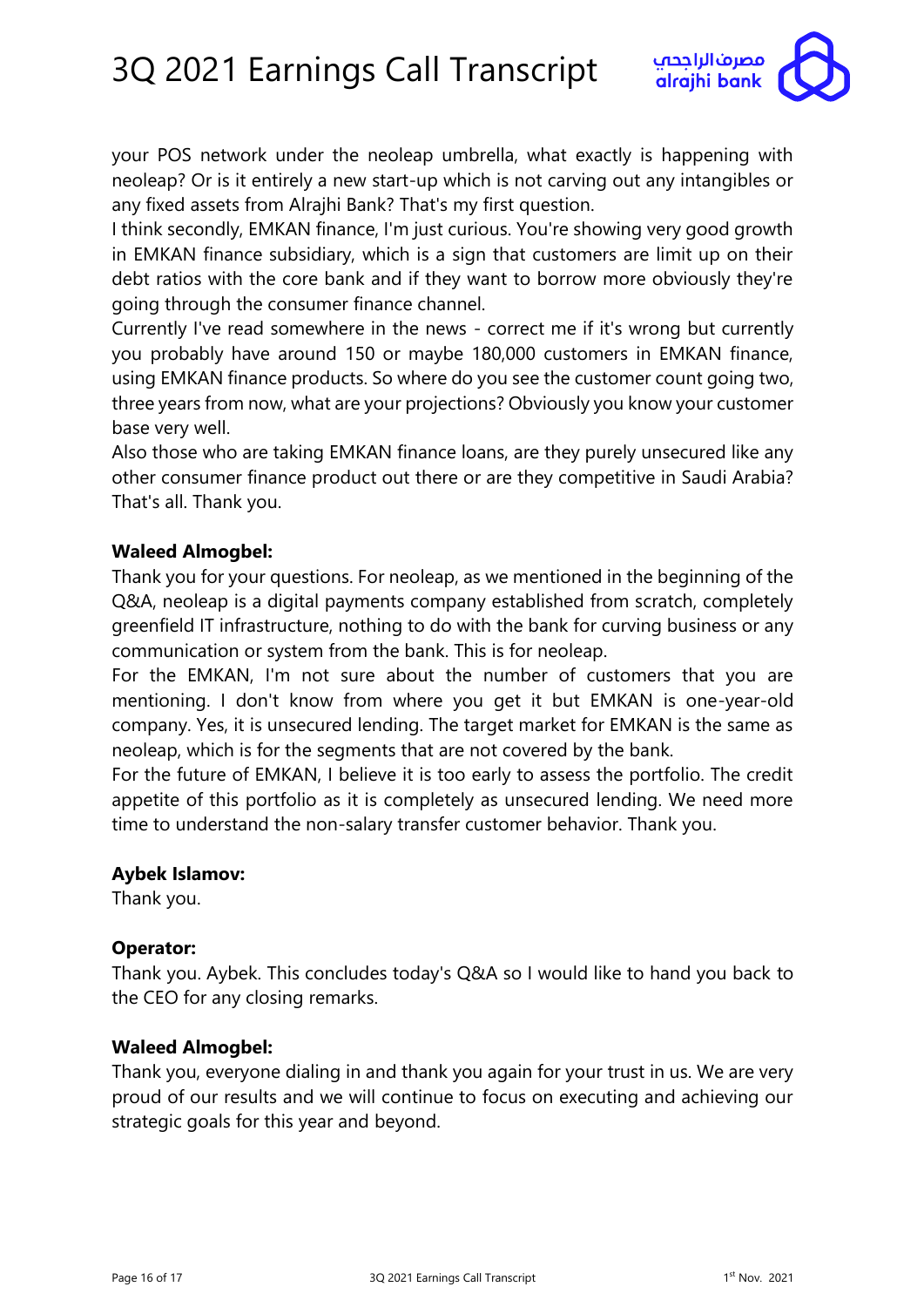your POS network under the neoleap umbrella, what exactly is happening with neoleap? Or is it entirely a new start-up which is not carving out any intangibles or any fixed assets from Alrajhi Bank? That's my first question.

I think secondly, EMKAN finance, I'm just curious. You're showing very good growth in EMKAN finance subsidiary, which is a sign that customers are limit up on their debt ratios with the core bank and if they want to borrow more obviously they're going through the consumer finance channel.

Currently I've read somewhere in the news - correct me if it's wrong but currently you probably have around 150 or maybe 180,000 customers in EMKAN finance, using EMKAN finance products. So where do you see the customer count going two, three years from now, what are your projections? Obviously you know your customer base very well.

Also those who are taking EMKAN finance loans, are they purely unsecured like any other consumer finance product out there or are they competitive in Saudi Arabia? That's all. Thank you.

**Waleed Almogbel:**

Thank you for your questions. For neoleap, as we mentioned in the beginning of the Q&A, neoleap is a digital payments company established from scratch, completely greenfield IT infrastructure, nothing to do with the bank for curving business or any communication or system from the bank. This is for neoleap.

For the EMKAN, I'm not sure about the number of customers that you are mentioning. I don't know from where you get it but EMKAN is one-year-old company. Yes, it is unsecured lending. The target market for EMKAN is the same as neoleap, which is for the segments that are not covered by the bank.

For the future of EMKAN, I believe it is too early to assess the portfolio. The credit appetite of this portfolio as it is completely as unsecured lending. We need more time to understand the non-salary transfer customer behavior. Thank you.

**Aybek Islamov:**

Thank you.

**Operator:**

Thank you. Aybek. This concludes today's Q&A so I would like to hand you back to the CEO for any closing remarks.

**Waleed Almogbel:**

Thank you, everyone dialing in and thank you again for your trust in us. We are very proud of our results and we will continue to focus on executing and achieving our strategic goals for this year and beyond.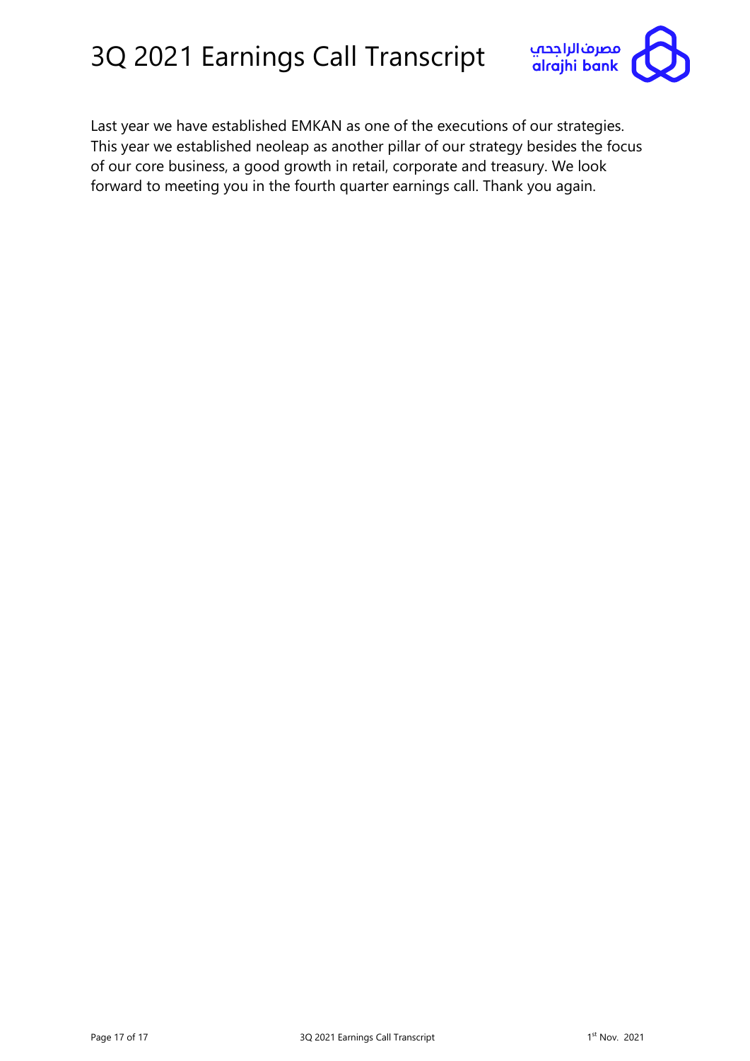Last year we have established EMKAN as one of the executions of our strategies. This year we established neoleap as another pillar of our strategy besides the focus of our core business, a good growth in retail, corporate and treasury. We look forward to meeting you in the fourth quarter earnings call. Thank you again.